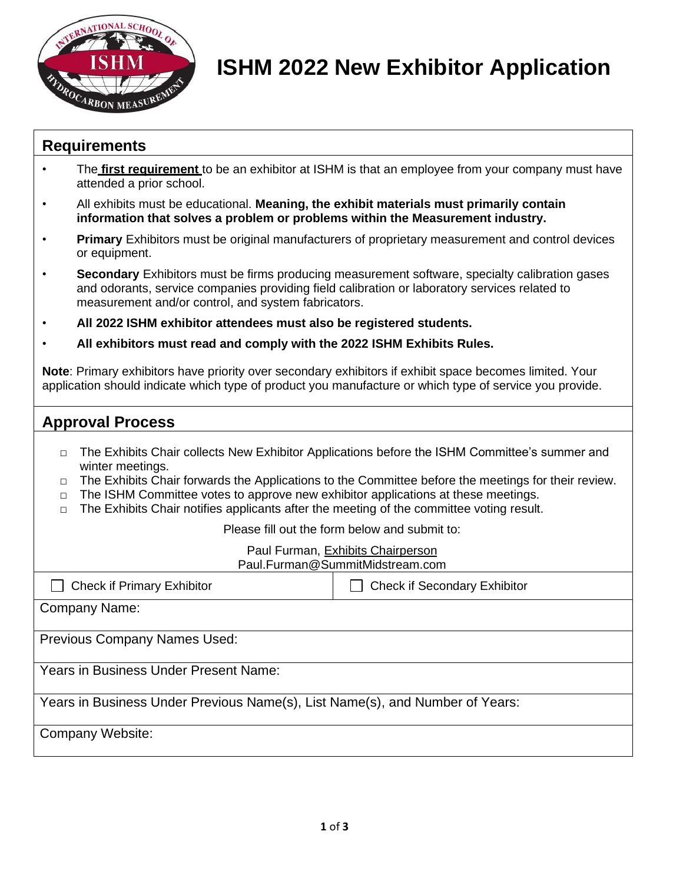# ISHM 2022 New Exhibitor Application

## Requirements

- The **first requirement** to be an exhibitor at ISHM is that an employee from your company must have attended a prior school.
- All exhibits must be educational. **Meaning, the exhibit materials must primarily contain information that solves a problem or problems within the Measurement industry.**
- **Primary** Exhibitors must be original manufacturers of proprietary measurement and control devices or equipment.
- **Secondary** Exhibitors must be firms producing measurement software, specialty calibration gases and odorants, service companies providing field calibration or laboratory services related to measurement and/or control, and system fabricators.
- **All 2022 ISHM exhibitor attendees must also be registered students.**
- **All exhibitors must read and comply with the 2022 ISHM Exhibits Rules.**

**Note**: Primary exhibitors have priority over secondary exhibitors if exhibit space becomes limited. Your application should indicate which type of product you manufacture or which type of service you provide.

## Approval Process

- The Exhibits Chair collects New Exhibitor Applications before the ISHM Committee's summer and winter meetings.
- The Exhibits Chair forwards the Applications to the Committee before the meetings for their review.
- The ISHM Committee votes to approve new exhibitor applications at these meetings.
- The Exhibits Chair notifies applicants after the meeting of the committee voting result.

Please fill out the form below and submit to:

Paul Furman, Exhibits Chairperson
Paul.Furman@SummitMidstream.com

| ☐ Check if Primary Exhibitor | ☐ Check if Secondary Exhibitor |
|---|---|
| Company Name: | |
| Previous Company Names Used: | |
| Years in Business Under Present Name: | |
| Years in Business Under Previous Name(s), List Name(s), and Number of Years: | |
| Company Website: | |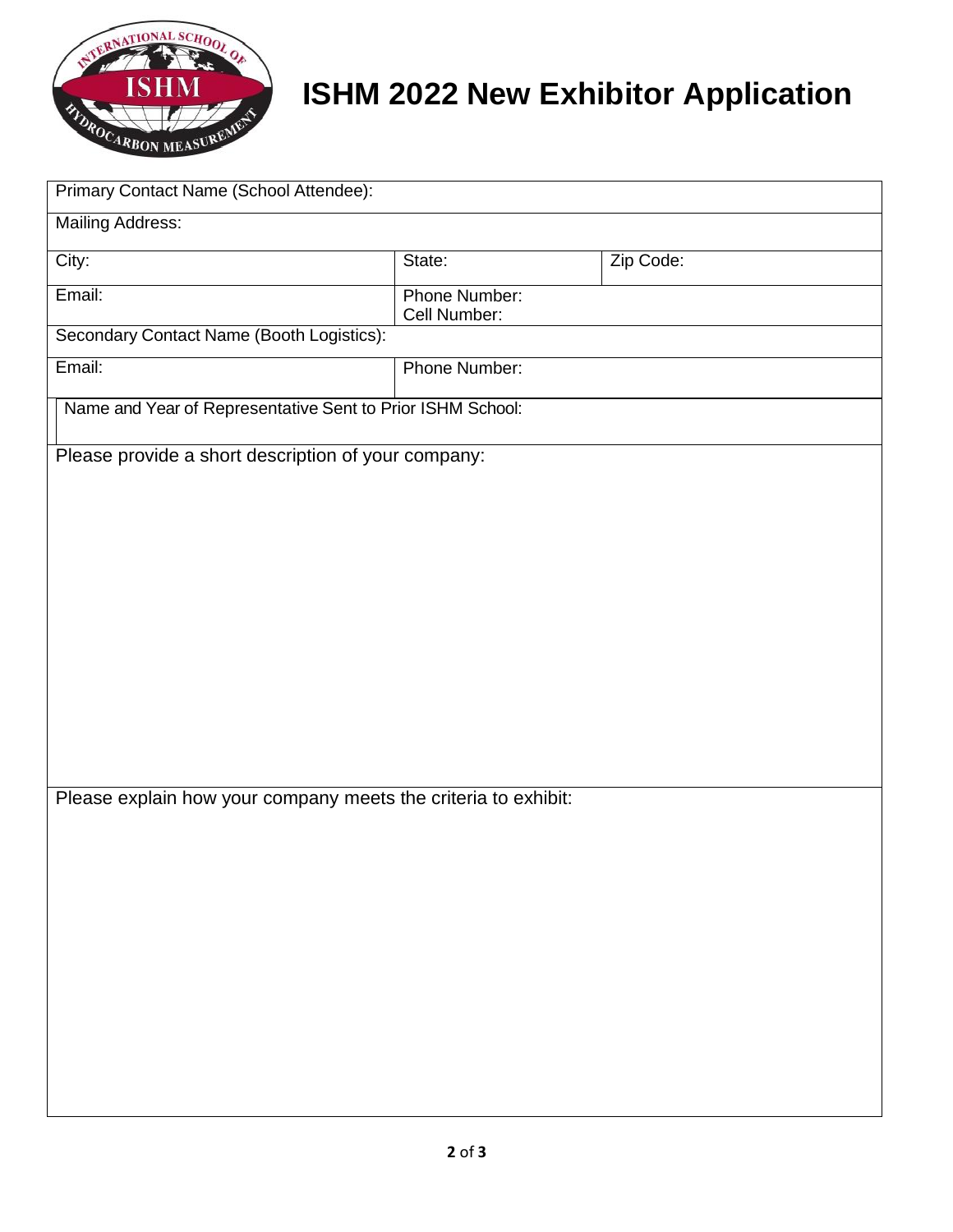# ISHM 2022 New Exhibitor Application

| Primary Contact Name (School Attendee): | | |
|---|---|---|
| Mailing Address: | | |
| City: | State: | Zip Code: |
| Email: | Phone Number:<br>Cell Number: | |
| Secondary Contact Name (Booth Logistics): | | |
| Email: | Phone Number: | |
| Name and Year of Representative Sent to Prior ISHM School: | | |

Please provide a short description of your company:

Please explain how your company meets the criteria to exhibit: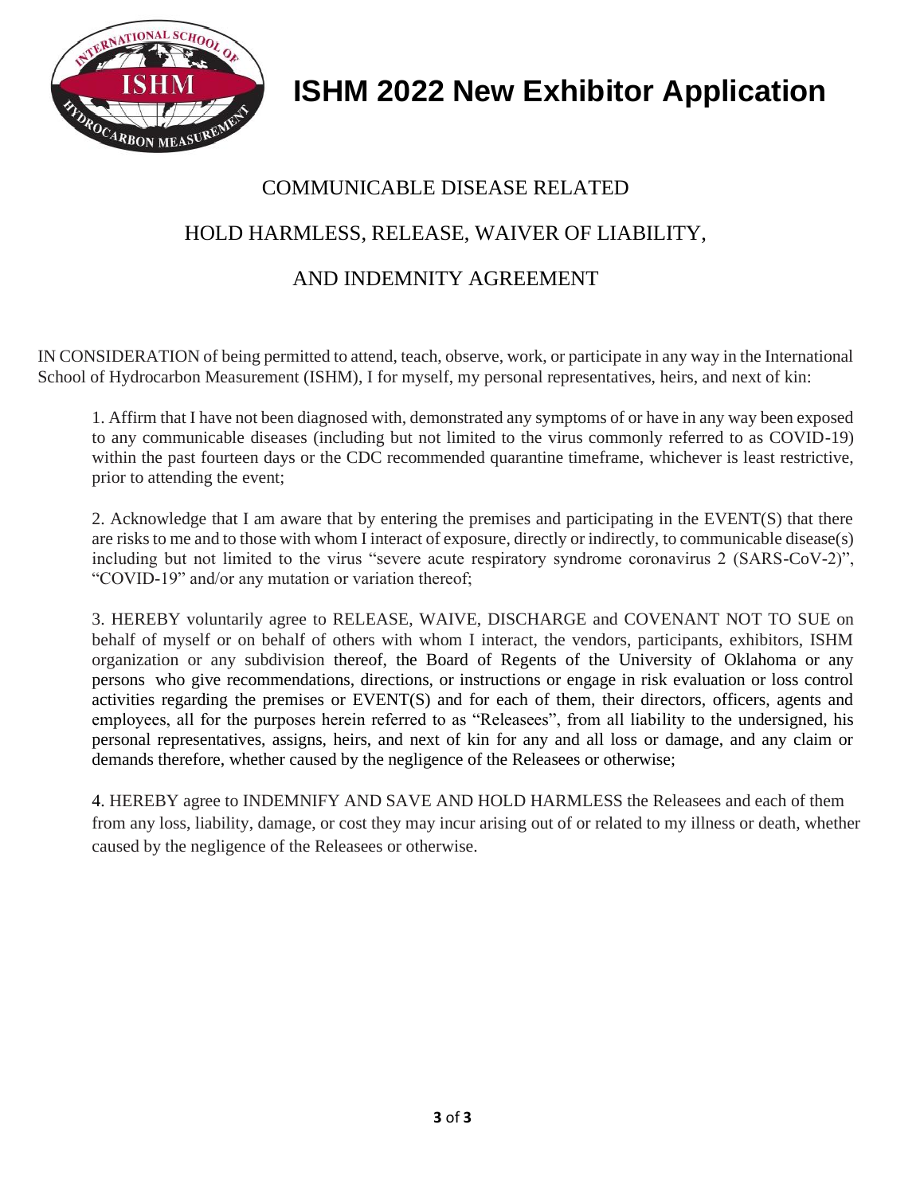# ISHM 2022 New Exhibitor Application

## COMMUNICABLE DISEASE RELATED

## HOLD HARMLESS, RELEASE, WAIVER OF LIABILITY,

## AND INDEMNITY AGREEMENT

IN CONSIDERATION of being permitted to attend, teach, observe, work, or participate in any way in the International School of Hydrocarbon Measurement (ISHM), I for myself, my personal representatives, heirs, and next of kin:

1. Affirm that I have not been diagnosed with, demonstrated any symptoms of or have in any way been exposed to any communicable diseases (including but not limited to the virus commonly referred to as COVID-19) within the past fourteen days or the CDC recommended quarantine timeframe, whichever is least restrictive, prior to attending the event;

2. Acknowledge that I am aware that by entering the premises and participating in the EVENT(S) that there are risks to me and to those with whom I interact of exposure, directly or indirectly, to communicable disease(s) including but not limited to the virus "severe acute respiratory syndrome coronavirus 2 (SARS-CoV-2)", "COVID-19" and/or any mutation or variation thereof;

3. HEREBY voluntarily agree to RELEASE, WAIVE, DISCHARGE and COVENANT NOT TO SUE on behalf of myself or on behalf of others with whom I interact, the vendors, participants, exhibitors, ISHM organization or any subdivision thereof, the Board of Regents of the University of Oklahoma or any persons who give recommendations, directions, or instructions or engage in risk evaluation or loss control activities regarding the premises or EVENT(S) and for each of them, their directors, officers, agents and employees, all for the purposes herein referred to as "Releasees", from all liability to the undersigned, his personal representatives, assigns, heirs, and next of kin for any and all loss or damage, and any claim or demands therefore, whether caused by the negligence of the Releasees or otherwise;

4. HEREBY agree to INDEMNIFY AND SAVE AND HOLD HARMLESS the Releasees and each of them from any loss, liability, damage, or cost they may incur arising out of or related to my illness or death, whether caused by the negligence of the Releasees or otherwise.